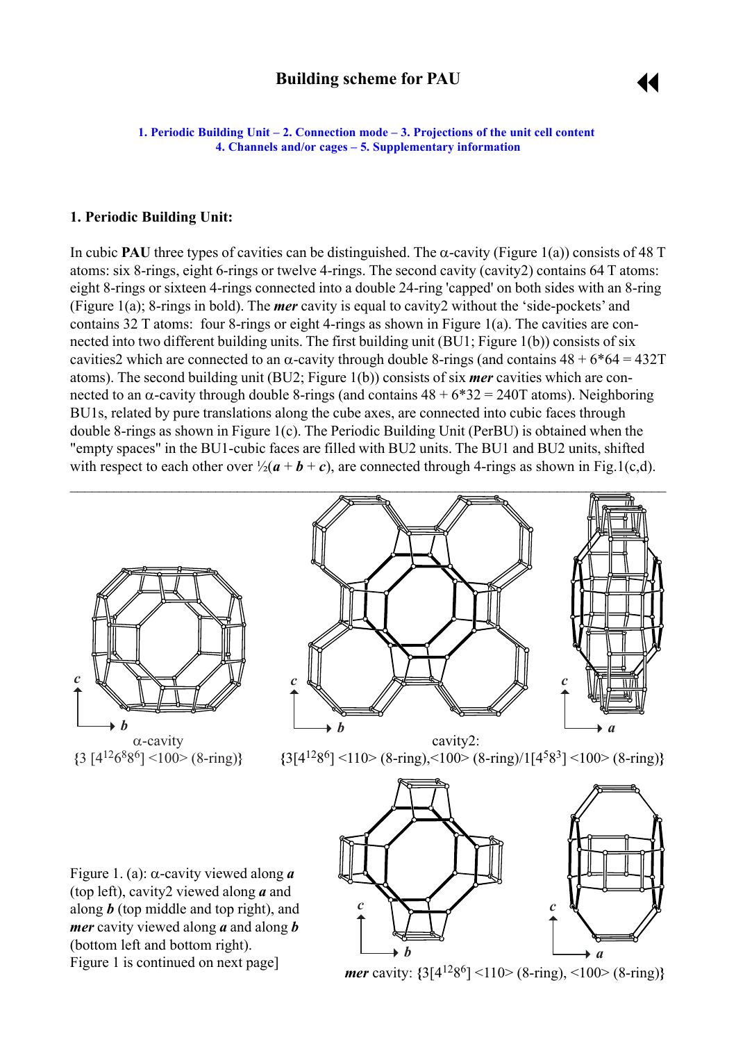# Building scheme for PAU

1. Periodic Building Unit – 2. Connection mode – 3. Projections of the unit cell content
4. Channels and/or cages – 5. Supplementary information

## 1. Periodic Building Unit:

In cubic **PAU** three types of cavities can be distinguished. The α-cavity (Figure 1(a)) consists of 48 T atoms: six 8-rings, eight 6-rings or twelve 4-rings. The second cavity (cavity2) contains 64 T atoms: eight 8-rings or sixteen 4-rings connected into a double 24-ring 'capped' on both sides with an 8-ring (Figure 1(a); 8-rings in bold). The ***mer*** cavity is equal to cavity2 without the 'side-pockets' and contains 32 T atoms: four 8-rings or eight 4-rings as shown in Figure 1(a). The cavities are connected into two different building units. The first building unit (BU1; Figure 1(b)) consists of six cavities2 which are connected to an α-cavity through double 8-rings (and contains 48 + 6*64 = 432T atoms). The second building unit (BU2; Figure 1(b)) consists of six ***mer*** cavities which are connected to an α-cavity through double 8-rings (and contains 48 + 6*32 = 240T atoms). Neighboring BU1s, related by pure translations along the cube axes, are connected into cubic faces through double 8-rings as shown in Figure 1(c). The Periodic Building Unit (PerBU) is obtained when the "empty spaces" in the BU1-cubic faces are filled with BU2 units. The BU1 and BU2 units, shifted with respect to each other over ½(***a*** + ***b*** + ***c***), are connected through 4-rings as shown in Fig.1(c,d).

---

α-cavity
{3 [$4^{12}6^{8}8^{6}$] <100> (8-ring)}

cavity2:
{3[$4^{12}8^{6}$] <110> (8-ring),<100> (8-ring)/1[$4^{5}8^{3}$] <100> (8-ring)}

***mer*** cavity: {3[$4^{12}8^{6}$] <110> (8-ring), <100> (8-ring)}

Figure 1. (a): α-cavity viewed along ***a*** (top left), cavity2 viewed along ***a*** and along ***b*** (top middle and top right), and ***mer*** cavity viewed along ***a*** and along ***b*** (bottom left and bottom right).
Figure 1 is continued on next page]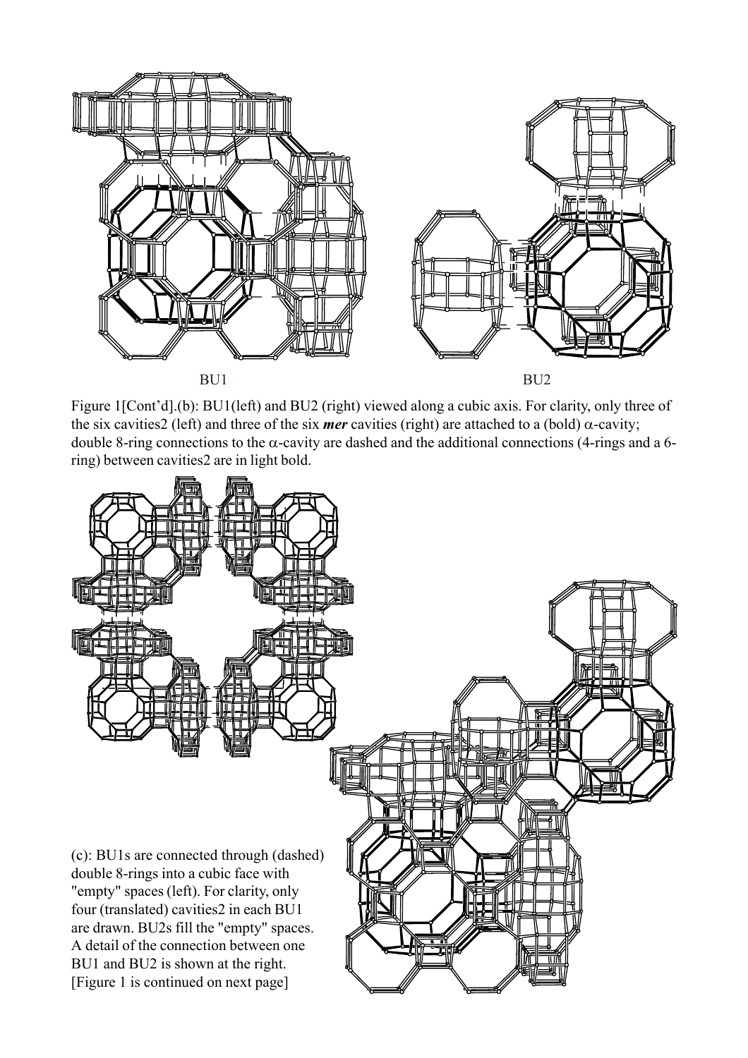BU1

BU2

Figure 1[Cont'd].(b): BU1(left) and BU2 (right) viewed along a cubic axis. For clarity, only three of the six cavities2 (left) and three of the six ***mer*** cavities (right) are attached to a (bold) $\alpha$-cavity; double 8-ring connections to the $\alpha$-cavity are dashed and the additional connections (4-rings and a 6-ring) between cavities2 are in light bold.

(c): BU1s are connected through (dashed) double 8-rings into a cubic face with "empty" spaces (left). For clarity, only four (translated) cavities2 in each BU1 are drawn. BU2s fill the "empty" spaces. A detail of the connection between one BU1 and BU2 is shown at the right. [Figure 1 is continued on next page]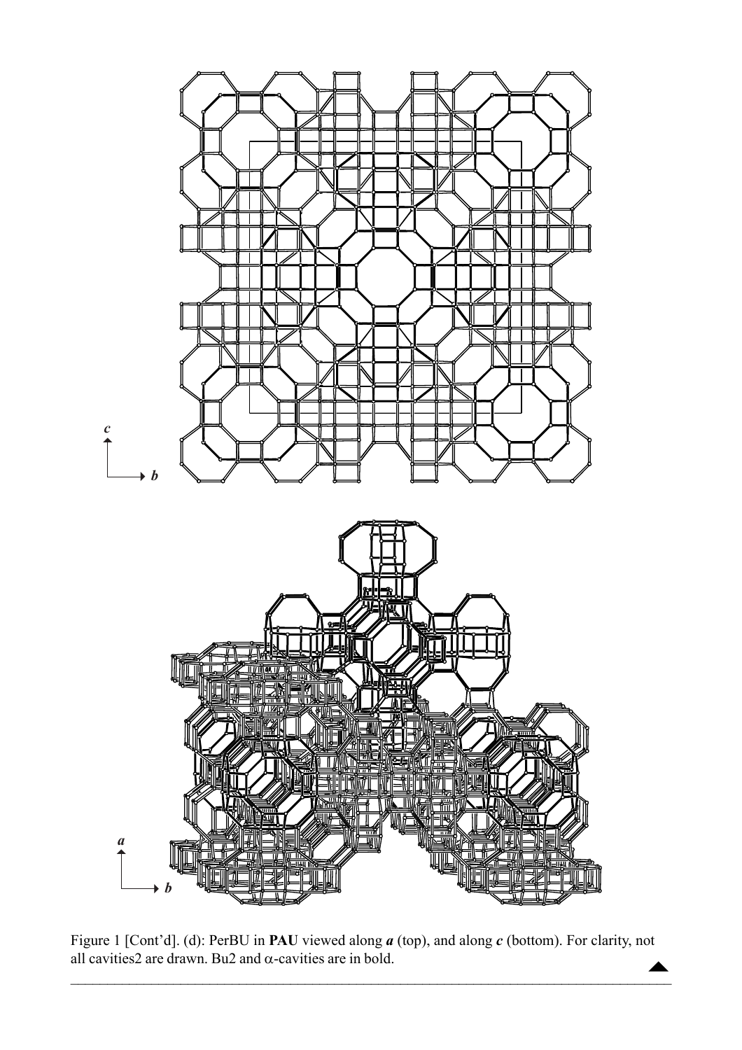Figure 1 [Cont'd]. (d): PerBU in **PAU** viewed along ***a*** (top), and along ***c*** (bottom). For clarity, not all cavities2 are drawn. Bu2 and α-cavities are in bold.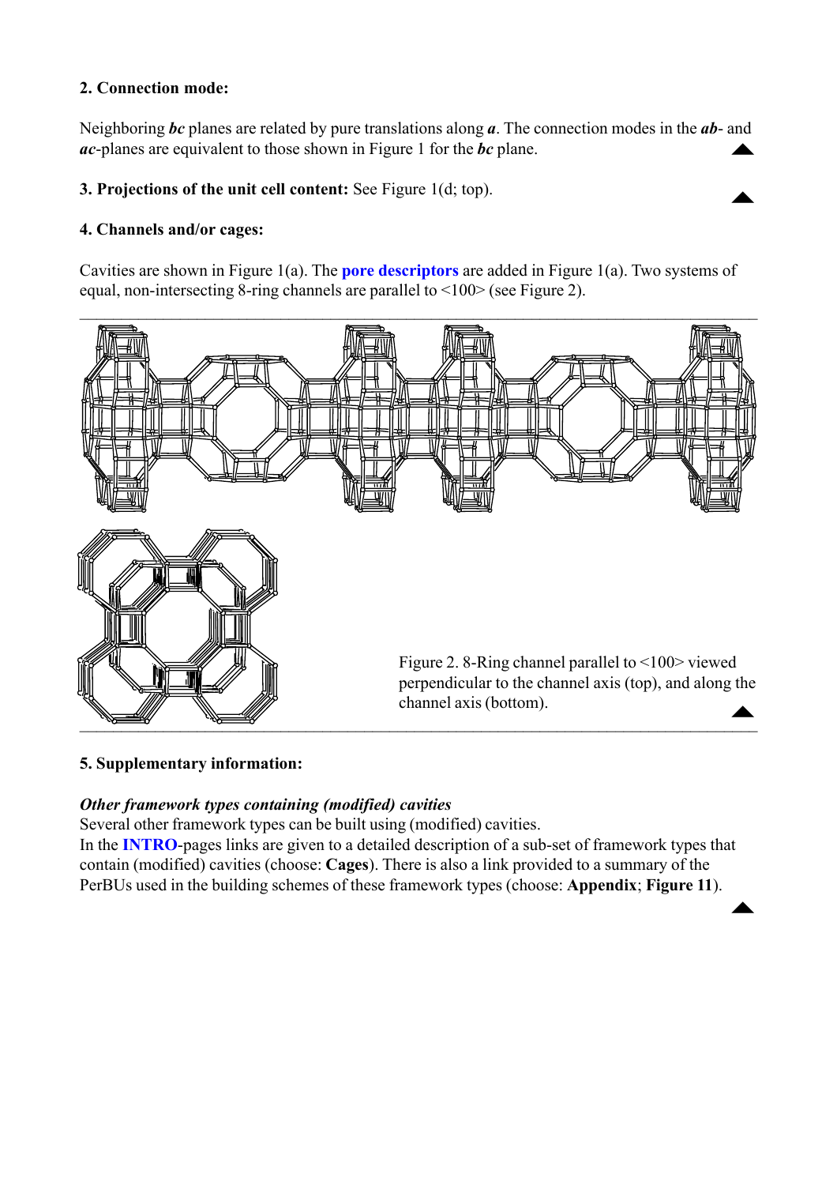**2. Connection mode:**

Neighboring ***bc*** planes are related by pure translations along ***a***. The connection modes in the ***ab***- and ***ac***-planes are equivalent to those shown in Figure 1 for the ***bc*** plane.

**3. Projections of the unit cell content:** See Figure 1(d; top).

**4. Channels and/or cages:**

Cavities are shown in Figure 1(a). The **pore descriptors** are added in Figure 1(a). Two systems of equal, non-intersecting 8-ring channels are parallel to <100> (see Figure 2).

Figure 2. 8-Ring channel parallel to <100> viewed perpendicular to the channel axis (top), and along the channel axis (bottom).

**5. Supplementary information:**

***Other framework types containing (modified) cavities***

Several other framework types can be built using (modified) cavities.
In the **INTRO**-pages links are given to a detailed description of a sub-set of framework types that contain (modified) cavities (choose: **Cages**). There is also a link provided to a summary of the PerBUs used in the building schemes of these framework types (choose: **Appendix**; **Figure 11**).